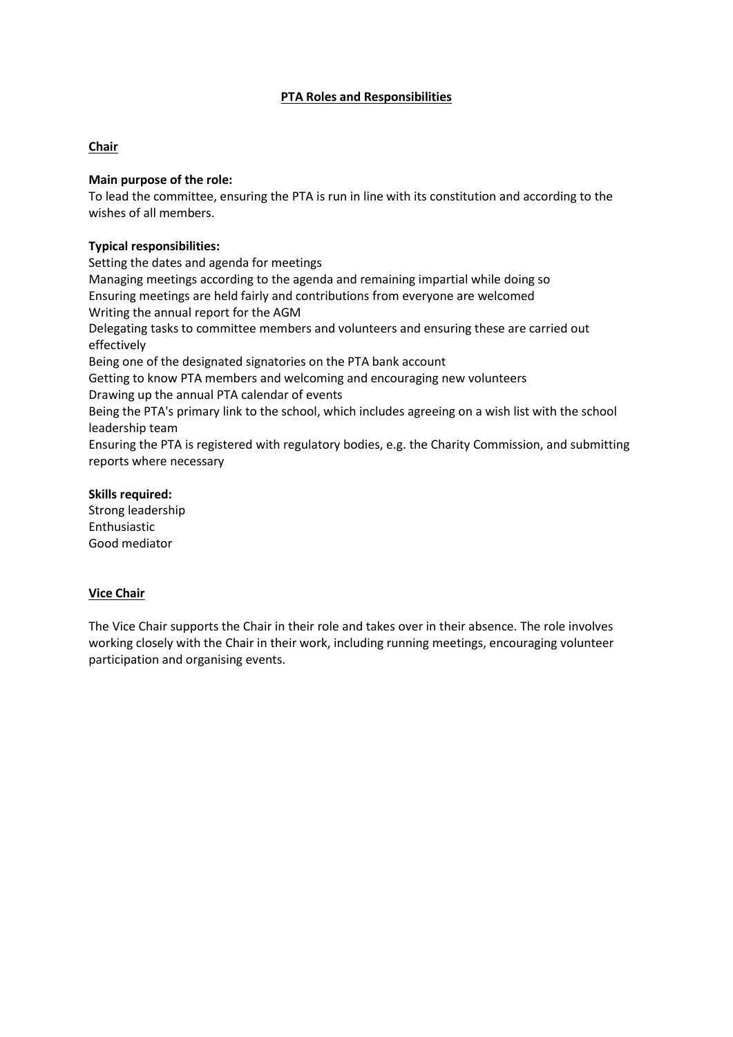# PTA Roles and Responsibilities

## Chair

**Main purpose of the role:**
To lead the committee, ensuring the PTA is run in line with its constitution and according to the wishes of all members.

**Typical responsibilities:**

- Setting the dates and agenda for meetings
- Managing meetings according to the agenda and remaining impartial while doing so
- Ensuring meetings are held fairly and contributions from everyone are welcomed
- Writing the annual report for the AGM
- Delegating tasks to committee members and volunteers and ensuring these are carried out effectively
- Being one of the designated signatories on the PTA bank account
- Getting to know PTA members and welcoming and encouraging new volunteers
- Drawing up the annual PTA calendar of events
- Being the PTA's primary link to the school, which includes agreeing on a wish list with the school leadership team
- Ensuring the PTA is registered with regulatory bodies, e.g. the Charity Commission, and submitting reports where necessary

**Skills required:**

- Strong leadership
- Enthusiastic
- Good mediator

## Vice Chair

The Vice Chair supports the Chair in their role and takes over in their absence. The role involves working closely with the Chair in their work, including running meetings, encouraging volunteer participation and organising events.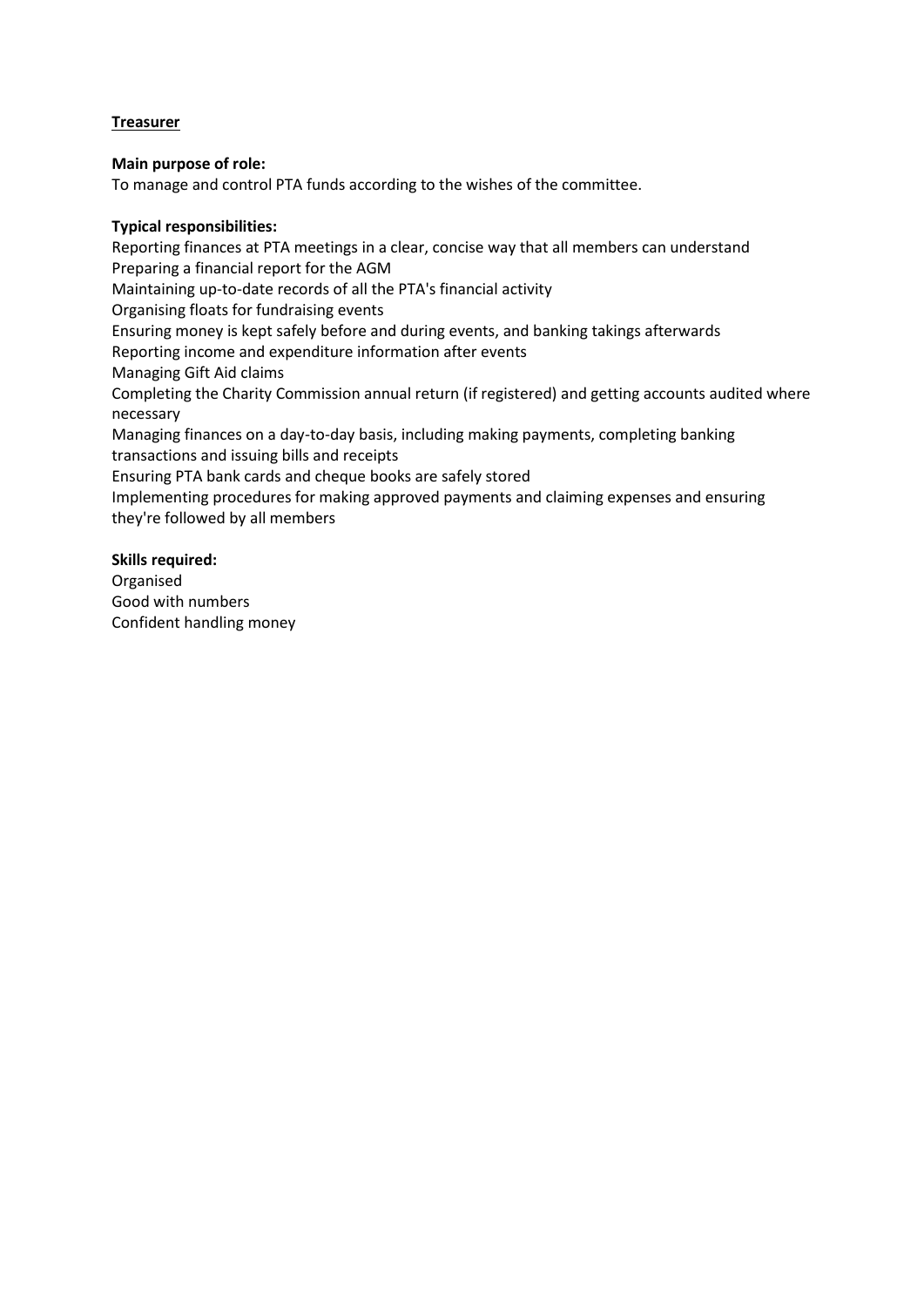## Treasurer

**Main purpose of role:**
To manage and control PTA funds according to the wishes of the committee.

**Typical responsibilities:**
Reporting finances at PTA meetings in a clear, concise way that all members can understand
Preparing a financial report for the AGM
Maintaining up-to-date records of all the PTA's financial activity
Organising floats for fundraising events
Ensuring money is kept safely before and during events, and banking takings afterwards
Reporting income and expenditure information after events
Managing Gift Aid claims
Completing the Charity Commission annual return (if registered) and getting accounts audited where necessary
Managing finances on a day-to-day basis, including making payments, completing banking transactions and issuing bills and receipts
Ensuring PTA bank cards and cheque books are safely stored
Implementing procedures for making approved payments and claiming expenses and ensuring they're followed by all members

**Skills required:**
Organised
Good with numbers
Confident handling money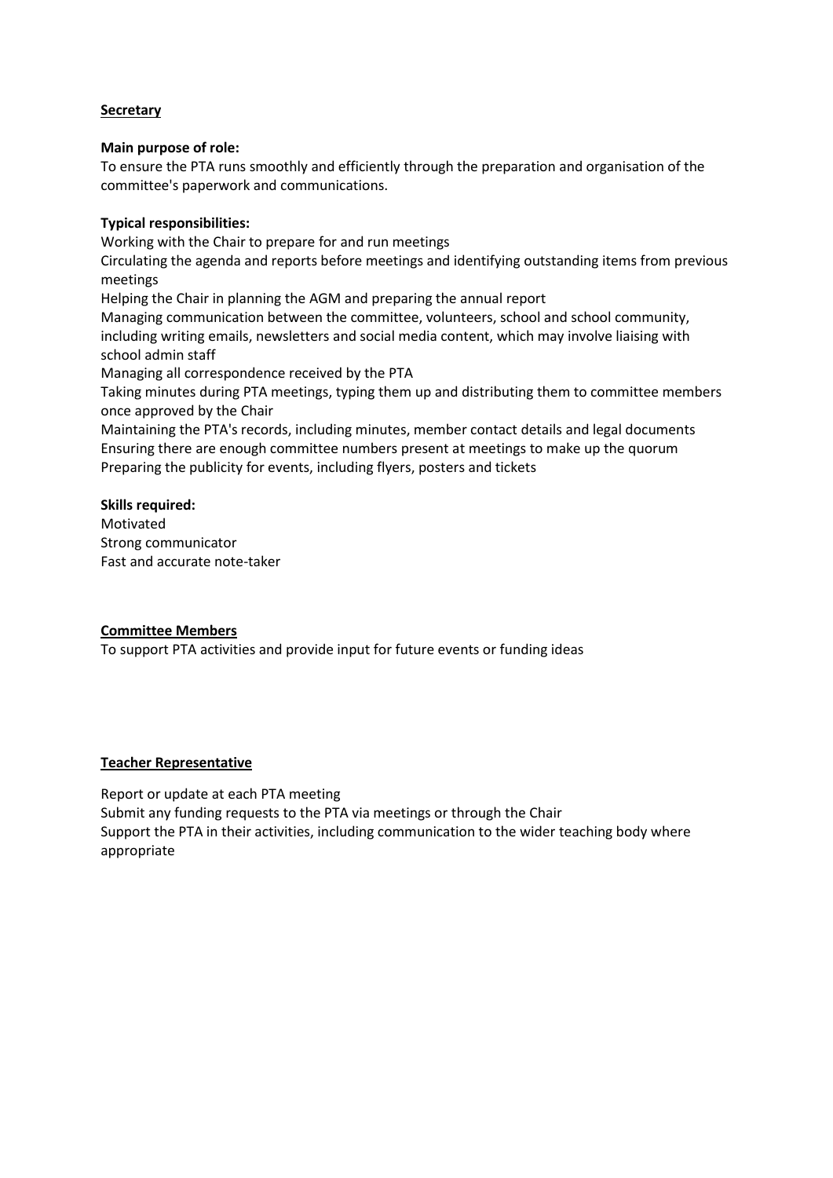## Secretary

**Main purpose of role:**

To ensure the PTA runs smoothly and efficiently through the preparation and organisation of the committee's paperwork and communications.

**Typical responsibilities:**

Working with the Chair to prepare for and run meetings
Circulating the agenda and reports before meetings and identifying outstanding items from previous meetings
Helping the Chair in planning the AGM and preparing the annual report
Managing communication between the committee, volunteers, school and school community, including writing emails, newsletters and social media content, which may involve liaising with school admin staff
Managing all correspondence received by the PTA
Taking minutes during PTA meetings, typing them up and distributing them to committee members once approved by the Chair
Maintaining the PTA's records, including minutes, member contact details and legal documents
Ensuring there are enough committee numbers present at meetings to make up the quorum
Preparing the publicity for events, including flyers, posters and tickets

**Skills required:**

Motivated
Strong communicator
Fast and accurate note-taker

## Committee Members

To support PTA activities and provide input for future events or funding ideas

## Teacher Representative

Report or update at each PTA meeting
Submit any funding requests to the PTA via meetings or through the Chair
Support the PTA in their activities, including communication to the wider teaching body where appropriate